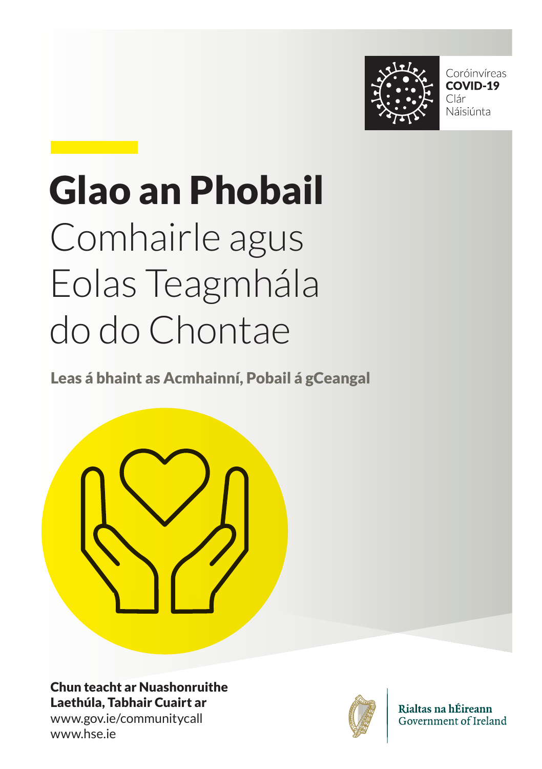Coróinvíreas
**COVID-19**
Clár
Náisiúnta

# Glao an Phobail

## Comhairle agus Eolas Teagmhála do do Chontae

**Leas á bhaint as Acmhainní, Pobail á gCeangal**

**Chun teacht ar Nuashonruithe Laethúla, Tabhair Cuairt ar**
www.gov.ie/communitycall
www.hse.ie

Rialtas na hÉireann
Government of Ireland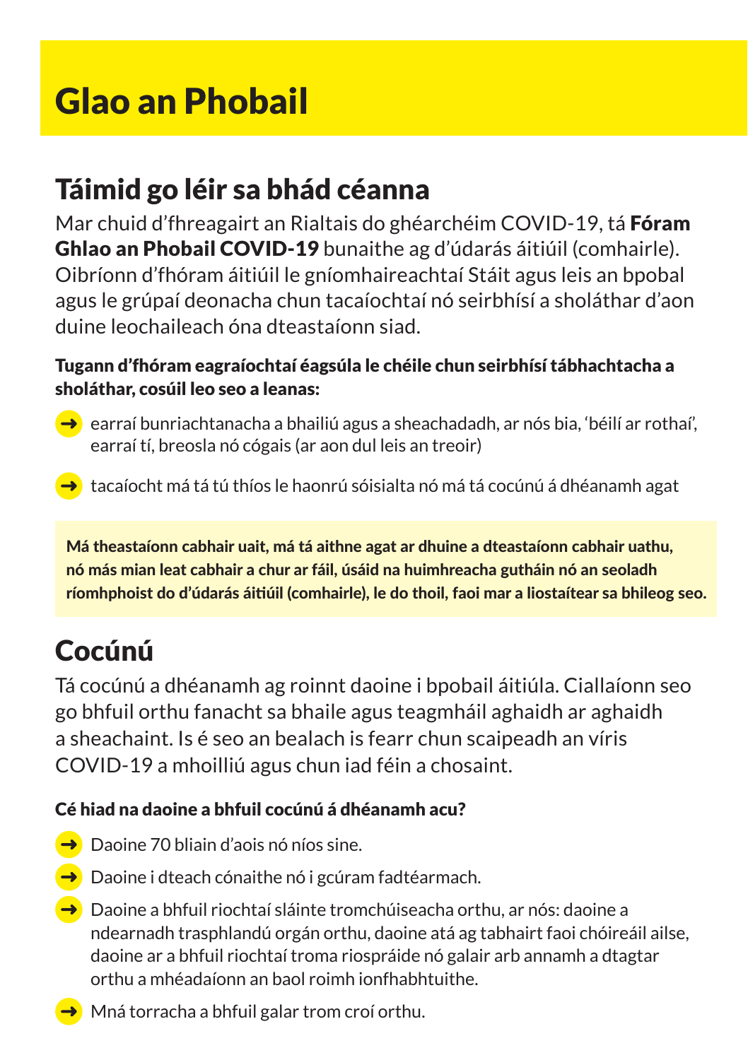# Glao an Phobail

## Táimid go léir sa bhád céanna

Mar chuid d'fhreagairt an Rialtais do ghéarchéim COVID-19, tá **Fóram Ghlao an Phobail COVID-19** bunaithe ag d'údarás áitiúil (comhairle). Oibríonn d'fhóram áitiúil le gníomhaireachtaí Stáit agus leis an bpobal agus le grúpaí deonacha chun tacaíochtaí nó seirbhísí a sholáthar d'aon duine leochaileach óna dteastaíonn siad.

**Tugann d'fhóram eagraíochtaí éagsúla le chéile chun seirbhísí tábhachtacha a sholáthar, cosúil leo seo a leanas:**

- earraí bunriachtanacha a bhailiú agus a sheachadadh, ar nós bia, 'béilí ar rothaí', earraí tí, breosla nó cógais (ar aon dul leis an treoir)
- tacaíocht má tá tú thíos le haonrú sóisialta nó má tá cocúnú á dhéanamh agat

**Má theastaíonn cabhair uait, má tá aithne agat ar dhuine a dteastaíonn cabhair uathu, nó más mian leat cabhair a chur ar fáil, úsáid na huimhreacha gutháin nó an seoladh ríomhphoist do d'údarás áitiúil (comhairle), le do thoil, faoi mar a liostaítear sa bhileog seo.**

## Cocúnú

Tá cocúnú a dhéanamh ag roinnt daoine i bpobail áitiúla. Ciallaíonn seo go bhfuil orthu fanacht sa bhaile agus teagmháil aghaidh ar aghaidh a sheachaint. Is é seo an bealach is fearr chun scaipeadh an víris COVID-19 a mhoilliú agus chun iad féin a chosaint.

**Cé hiad na daoine a bhfuil cocúnú á dhéanamh acu?**

- Daoine 70 bliain d'aois nó níos sine.
- Daoine i dteach cónaithe nó i gcúram fadtéarmach.
- Daoine a bhfuil riochtaí sláinte tromchúiseacha orthu, ar nós: daoine a ndearnadh trasphlandú orgán orthu, daoine atá ag tabhairt faoi chóireáil ailse, daoine ar a bhfuil riochtaí troma riospráide nó galair arb annamh a dtagtar orthu a mhéadaíonn an baol roimh ionfhabhtuithe.
- Mná torracha a bhfuil galar trom croí orthu.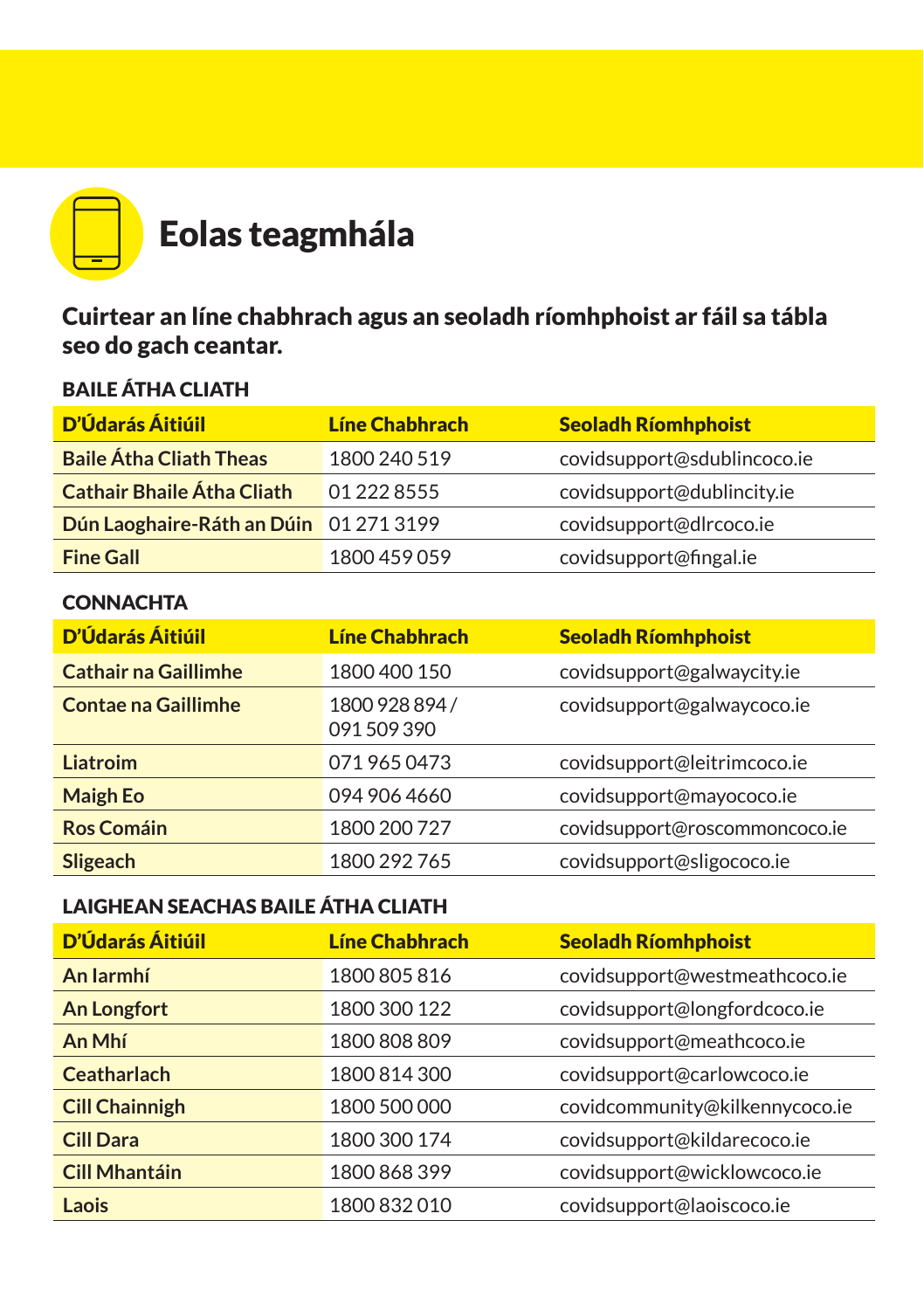# Eolas teagmhála

**Cuirtear an líne chabhrach agus an seoladh ríomhphoist ar fáil sa tábla seo do gach ceantar.**

### BAILE ÁTHA CLIATH

| D'Údarás Áitiúil | Líne Chabhrach | Seoladh Ríomhphoist |
|---|---|---|
| **Baile Átha Cliath Theas** | 1800 240 519 | covidsupport@sdublincoco.ie |
| **Cathair Bhaile Átha Cliath** | 01 222 8555 | covidsupport@dublincity.ie |
| **Dún Laoghaire-Ráth an Dúin** | 01 271 3199 | covidsupport@dlrcoco.ie |
| **Fine Gall** | 1800 459 059 | covidsupport@fingal.ie |

### CONNACHTA

| D'Údarás Áitiúil | Líne Chabhrach | Seoladh Ríomhphoist |
|---|---|---|
| **Cathair na Gaillimhe** | 1800 400 150 | covidsupport@galwaycity.ie |
| **Contae na Gaillimhe** | 1800 928 894 / 091 509 390 | covidsupport@galwaycoco.ie |
| **Liatroim** | 071 965 0473 | covidsupport@leitrimcoco.ie |
| **Maigh Eo** | 094 906 4660 | covidsupport@mayococo.ie |
| **Ros Comáin** | 1800 200 727 | covidsupport@roscommoncoco.ie |
| **Sligeach** | 1800 292 765 | covidsupport@sligococo.ie |

### LAIGHEAN SEACHAS BAILE ÁTHA CLIATH

| D'Údarás Áitiúil | Líne Chabhrach | Seoladh Ríomhphoist |
|---|---|---|
| **An Iarmhí** | 1800 805 816 | covidsupport@westmeathcoco.ie |
| **An Longfort** | 1800 300 122 | covidsupport@longfordcoco.ie |
| **An Mhí** | 1800 808 809 | covidsupport@meathcoco.ie |
| **Ceatharlach** | 1800 814 300 | covidsupport@carlowcoco.ie |
| **Cill Chainnigh** | 1800 500 000 | covidcommunity@kilkennycoco.ie |
| **Cill Dara** | 1800 300 174 | covidsupport@kildarecoco.ie |
| **Cill Mhantáin** | 1800 868 399 | covidsupport@wicklowcoco.ie |
| **Laois** | 1800 832 010 | covidsupport@laoiscoco.ie |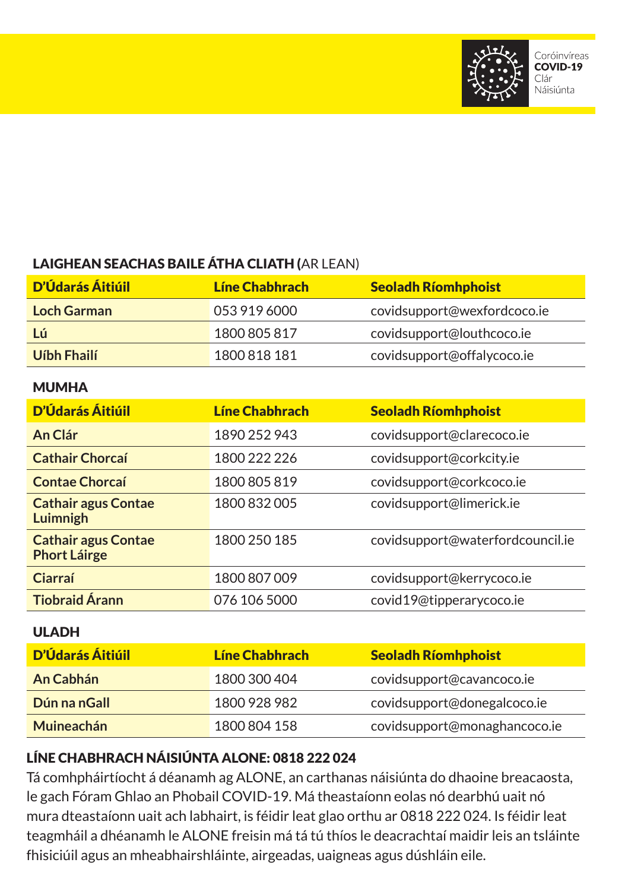## LAIGHEAN SEACHAS BAILE ÁTHA CLIATH (AR LEAN)

| D'Údarás Áitiúil | Líne Chabhrach | Seoladh Ríomhphoist |
| --- | --- | --- |
| **Loch Garman** | 053 919 6000 | covidsupport@wexfordcoco.ie |
| **Lú** | 1800 805 817 | covidsupport@louthcoco.ie |
| **Uíbh Fhailí** | 1800 818 181 | covidsupport@offalycoco.ie |

## MUMHA

| D'Údarás Áitiúil | Líne Chabhrach | Seoladh Ríomhphoist |
| --- | --- | --- |
| **An Clár** | 1890 252 943 | covidsupport@clarecoco.ie |
| **Cathair Chorcaí** | 1800 222 226 | covidsupport@corkcity.ie |
| **Contae Chorcaí** | 1800 805 819 | covidsupport@corkcoco.ie |
| **Cathair agus Contae Luimnigh** | 1800 832 005 | covidsupport@limerick.ie |
| **Cathair agus Contae Phort Láirge** | 1800 250 185 | covidsupport@waterfordcouncil.ie |
| **Ciarraí** | 1800 807 009 | covidsupport@kerrycoco.ie |
| **Tiobraid Árann** | 076 106 5000 | covid19@tipperarycoco.ie |

## ULADH

| D'Údarás Áitiúil | Líne Chabhrach | Seoladh Ríomhphoist |
| --- | --- | --- |
| **An Cabhán** | 1800 300 404 | covidsupport@cavancoco.ie |
| **Dún na nGall** | 1800 928 982 | covidsupport@donegalcoco.ie |
| **Muineachán** | 1800 804 158 | covidsupport@monaghancoco.ie |

## LÍNE CHABHRACH NÁISIÚNTA ALONE: 0818 222 024

Tá comhpháirtíocht á déanamh ag ALONE, an carthanas náisiúnta do dhaoine breacaosta, le gach Fóram Ghlao an Phobail COVID-19. Má theastaíonn eolas nó dearbhú uait nó mura dteastaíonn uait ach labhairt, is féidir leat glao orthu ar 0818 222 024. Is féidir leat teagmháil a dhéanamh le ALONE freisin má tá tú thíos le deacrachtaí maidir leis an tsláinte fhisiciúil agus an mheabhairshláinte, airgeadas, uaigneas agus dúshláin eile.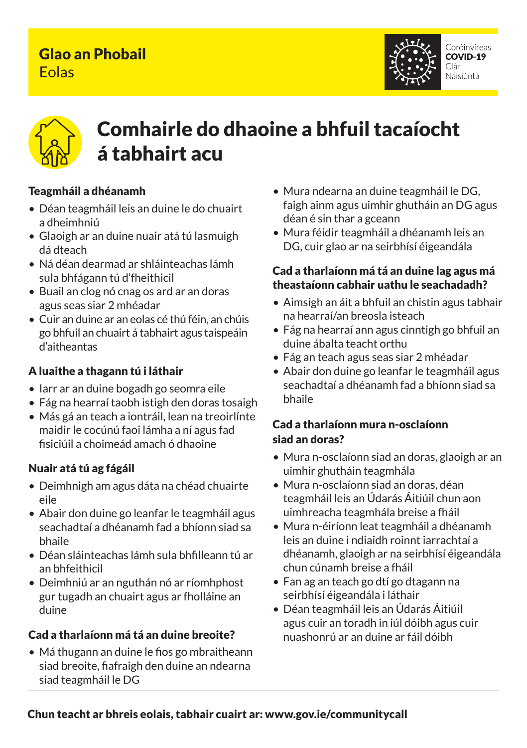**Glao an Phobail**
Eolas

Coróinvíreas
**COVID-19**
Clár
Náisiúnta

# Comhairle do dhaoine a bhfuil tacaíocht á tabhairt acu

### Teagmháil a dhéanamh

- Déan teagmháil leis an duine le do chuairt a dheimhniú
- Glaoigh ar an duine nuair atá tú lasmuigh dá dteach
- Ná déan dearmad ar shláinteachas lámh sula bhfágann tú d'fheithicil
- Buail an clog nó cnag os ard ar an doras agus seas siar 2 mhéadar
- Cuir an duine ar an eolas cé thú féin, an chúis go bhfuil an chuairt á tabhairt agus taispeáin d'aitheantas

### A luaithe a thagann tú i láthair

- Iarr ar an duine bogadh go seomra eile
- Fág na hearraí taobh istigh den doras tosaigh
- Más gá an teach a iontráil, lean na treoirlínte maidir le cocúnú faoi lámha a ní agus fad fisiciúil a choimeád amach ó dhaoine

### Nuair atá tú ag fágáil

- Deimhnigh am agus dáta na chéad chuairte eile
- Abair don duine go leanfar le teagmháil agus seachadtaí a dhéanamh fad a bhíonn siad sa bhaile
- Déan sláinteachas lámh sula bhfilleann tú ar an bhfeithicil
- Deimhniú ar an nguthán nó ar ríomhphost gur tugadh an chuairt agus ar fholláine an duine

### Cad a tharlaíonn má tá an duine breoite?

- Má thugann an duine le fios go mbraitheann siad breoite, fiafraigh den duine an ndearna siad teagmháil le DG
- Mura ndearna an duine teagmháil le DG, faigh ainm agus uimhir ghutháin an DG agus déan é sin thar a gceann
- Mura féidir teagmháil a dhéanamh leis an DG, cuir glao ar na seirbhísí éigeandála

### Cad a tharlaíonn má tá an duine lag agus má theastaíonn cabhair uathu le seachadadh?

- Aimsigh an áit a bhfuil an chistin agus tabhair na hearraí/an breosla isteach
- Fág na hearraí ann agus cinntigh go bhfuil an duine ábalta teacht orthu
- Fág an teach agus seas siar 2 mhéadar
- Abair don duine go leanfar le teagmháil agus seachadtaí a dhéanamh fad a bhíonn siad sa bhaile

### Cad a tharlaíonn mura n-osclaíonn siad an doras?

- Mura n-osclaíonn siad an doras, glaoigh ar an uimhir ghutháin teagmhála
- Mura n-osclaíonn siad an doras, déan teagmháil leis an Údarás Áitiúil chun aon uimhreacha teagmhála breise a fháil
- Mura n-éiríonn leat teagmháil a dhéanamh leis an duine i ndiaidh roinnt iarrachtaí a dhéanamh, glaoigh ar na seirbhísí éigeandála chun cúnamh breise a fháil
- Fan ag an teach go dtí go dtagann na seirbhísí éigeandála i láthair
- Déan teagmháil leis an Údarás Áitiúil agus cuir an toradh in iúl dóibh agus cuir nuashonrú ar an duine ar fáil dóibh

---

**Chun teacht ar bhreis eolais, tabhair cuairt ar: www.gov.ie/communitycall**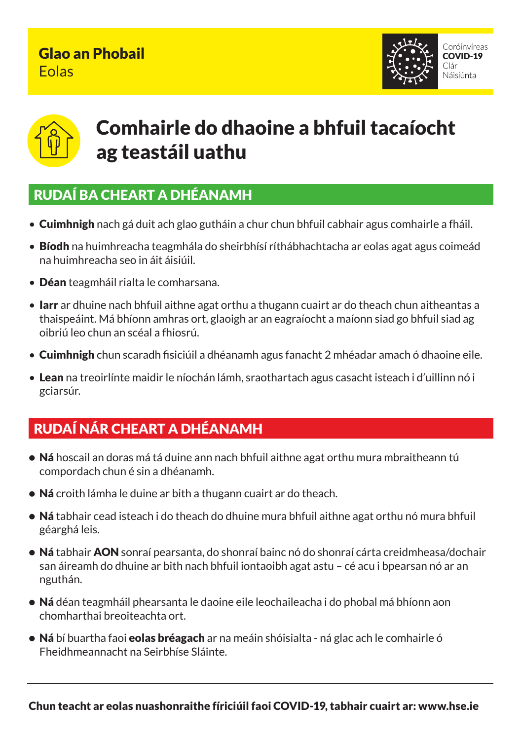**Glao an Phobail**
Eolas

Coróinvíreas
**COVID-19**
Clár
Náisiúnta

# Comhairle do dhaoine a bhfuil tacaíocht ag teastáil uathu

## RUDAÍ BA CHEART A DHÉANAMH

- **Cuimhnigh** nach gá duit ach glao gutháin a chur chun bhfuil cabhair agus comhairle a fháil.
- **Bíodh** na huimhreacha teagmhála do sheirbhísí ríthábhachtacha ar eolas agat agus coimeád na huimhreacha seo in áit áisiúil.
- **Déan** teagmháil rialta le comharsana.
- **Iarr** ar dhuine nach bhfuil aithne agat orthu a thugann cuairt ar do theach chun aitheantas a thaispeáint. Má bhíonn amhras ort, glaoigh ar an eagraíocht a maíonn siad go bhfuil siad ag oibriú leo chun an scéal a fhiosrú.
- **Cuimhnigh** chun scaradh fisiciúil a dhéanamh agus fanacht 2 mhéadar amach ó dhaoine eile.
- **Lean** na treoirlínte maidir le níochán lámh, sraothartach agus casacht isteach i d'uillinn nó i gciarsúr.

## RUDAÍ NÁR CHEART A DHÉANAMH

- **Ná** hoscail an doras má tá duine ann nach bhfuil aithne agat orthu mura mbraitheann tú compordach chun é sin a dhéanamh.
- **Ná** croith lámha le duine ar bith a thugann cuairt ar do theach.
- **Ná** tabhair cead isteach i do theach do dhuine mura bhfuil aithne agat orthu nó mura bhfuil géarghá leis.
- **Ná** tabhair **AON** sonraí pearsanta, do shonraí bainc nó do shonraí cárta creidmheasa/dochair san áireamh do dhuine ar bith nach bhfuil iontaoibh agat astu – cé acu i bpearsan nó ar an nguthán.
- **Ná** déan teagmháil phearsanta le daoine eile leochaileacha i do phobal má bhíonn aon chomharthai breoiteachta ort.
- **Ná** bí buartha faoi **eolas bréagach** ar na meáin shóisialta - ná glac ach le comhairle ó Fheidhmeannacht na Seirbhíse Sláinte.

---

**Chun teacht ar eolas nuashonraithe fíriciúil faoi COVID-19, tabhair cuairt ar: www.hse.ie**